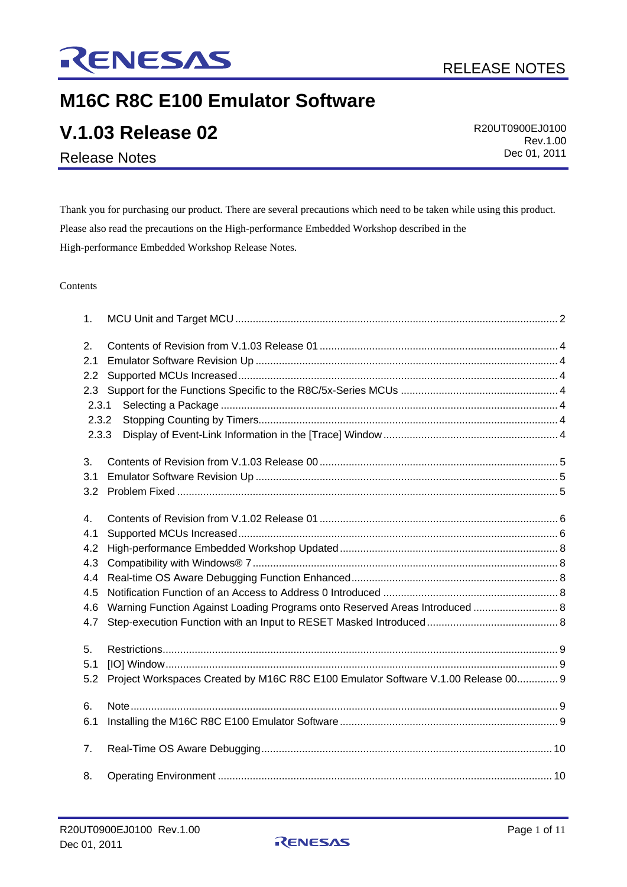RELEASE NOTES

# M16C R8C E100 Emulator Software

# V.1.03 Release 02

R20UT0900EJ0100
Rev.1.00
Dec 01, 2011

## Release Notes

Thank you for purchasing our product. There are several precautions which need to be taken while using this product. Please also read the precautions on the High-performance Embedded Workshop described in the High-performance Embedded Workshop Release Notes.

Contents

1. MCU Unit and Target MCU ..... 2

2. Contents of Revision from V.1.03 Release 01 ..... 4
   - 2.1 Emulator Software Revision Up ..... 4
   - 2.2 Supported MCUs Increased ..... 4
   - 2.3 Support for the Functions Specific to the R8C/5x-Series MCUs ..... 4
     - 2.3.1 Selecting a Package ..... 4
     - 2.3.2 Stopping Counting by Timers ..... 4
     - 2.3.3 Display of Event-Link Information in the [Trace] Window ..... 4

3. Contents of Revision from V.1.03 Release 00 ..... 5
   - 3.1 Emulator Software Revision Up ..... 5
   - 3.2 Problem Fixed ..... 5

4. Contents of Revision from V.1.02 Release 01 ..... 6
   - 4.1 Supported MCUs Increased ..... 6
   - 4.2 High-performance Embedded Workshop Updated ..... 8
   - 4.3 Compatibility with Windows® 7 ..... 8
   - 4.4 Real-time OS Aware Debugging Function Enhanced ..... 8
   - 4.5 Notification Function of an Access to Address 0 Introduced ..... 8
   - 4.6 Warning Function Against Loading Programs onto Reserved Areas Introduced ..... 8
   - 4.7 Step-execution Function with an Input to RESET Masked Introduced ..... 8

5. Restrictions ..... 9
   - 5.1 [IO] Window ..... 9
   - 5.2 Project Workspaces Created by M16C R8C E100 Emulator Software V.1.00 Release 00 ..... 9

6. Note ..... 9
   - 6.1 Installing the M16C R8C E100 Emulator Software ..... 9

7. Real-Time OS Aware Debugging ..... 10

8. Operating Environment ..... 10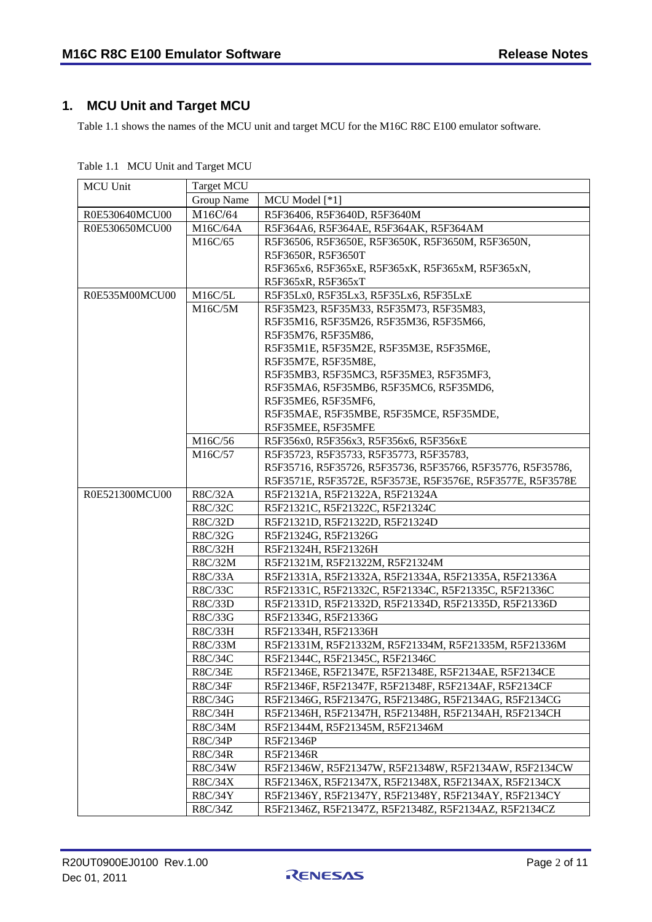## 1. MCU Unit and Target MCU

Table 1.1 shows the names of the MCU unit and target MCU for the M16C R8C E100 emulator software.

Table 1.1 MCU Unit and Target MCU

| MCU Unit | Target MCU | |
|---|---|---|
| | Group Name | MCU Model [*1] |
| R0E530640MCU00 | M16C/64 | R5F36406, R5F3640D, R5F3640M |
| R0E530650MCU00 | M16C/64A | R5F364A6, R5F364AE, R5F364AK, R5F364AM |
| | M16C/65 | R5F36506, R5F3650E, R5F3650K, R5F3650M, R5F3650N, R5F3650R, R5F3650T<br>R5F365x6, R5F365xE, R5F365xK, R5F365xM, R5F365xN, R5F365xR, R5F365xT |
| R0E535M00MCU00 | M16C/5L | R5F35Lx0, R5F35Lx3, R5F35Lx6, R5F35LxE |
| | M16C/5M | R5F35M23, R5F35M33, R5F35M73, R5F35M83,<br>R5F35M16, R5F35M26, R5F35M36, R5F35M66, R5F35M76, R5F35M86,<br>R5F35M1E, R5F35M2E, R5F35M3E, R5F35M6E, R5F35M7E, R5F35M8E,<br>R5F35MB3, R5F35MC3, R5F35ME3, R5F35MF3,<br>R5F35MA6, R5F35MB6, R5F35MC6, R5F35MD6, R5F35ME6, R5F35MF6,<br>R5F35MAE, R5F35MBE, R5F35MCE, R5F35MDE, R5F35MEE, R5F35MFE |
| | M16C/56 | R5F356x0, R5F356x3, R5F356x6, R5F356xE |
| | M16C/57 | R5F35723, R5F35733, R5F35773, R5F35783,<br>R5F35716, R5F35726, R5F35736, R5F35766, R5F35776, R5F35786,<br>R5F3571E, R5F3572E, R5F3573E, R5F3576E, R5F3577E, R5F3578E |
| R0E521300MCU00 | R8C/32A | R5F21321A, R5F21322A, R5F21324A |
| | R8C/32C | R5F21321C, R5F21322C, R5F21324C |
| | R8C/32D | R5F21321D, R5F21322D, R5F21324D |
| | R8C/32G | R5F21324G, R5F21326G |
| | R8C/32H | R5F21324H, R5F21326H |
| | R8C/32M | R5F21321M, R5F21322M, R5F21324M |
| | R8C/33A | R5F21331A, R5F21332A, R5F21334A, R5F21335A, R5F21336A |
| | R8C/33C | R5F21331C, R5F21332C, R5F21334C, R5F21335C, R5F21336C |
| | R8C/33D | R5F21331D, R5F21332D, R5F21334D, R5F21335D, R5F21336D |
| | R8C/33G | R5F21334G, R5F21336G |
| | R8C/33H | R5F21334H, R5F21336H |
| | R8C/33M | R5F21331M, R5F21332M, R5F21334M, R5F21335M, R5F21336M |
| | R8C/34C | R5F21344C, R5F21345C, R5F21346C |
| | R8C/34E | R5F21346E, R5F21347E, R5F21348E, R5F2134AE, R5F2134CE |
| | R8C/34F | R5F21346F, R5F21347F, R5F21348F, R5F2134AF, R5F2134CF |
| | R8C/34G | R5F21346G, R5F21347G, R5F21348G, R5F2134AG, R5F2134CG |
| | R8C/34H | R5F21346H, R5F21347H, R5F21348H, R5F2134AH, R5F2134CH |
| | R8C/34M | R5F21344M, R5F21345M, R5F21346M |
| | R8C/34P | R5F21346P |
| | R8C/34R | R5F21346R |
| | R8C/34W | R5F21346W, R5F21347W, R5F21348W, R5F2134AW, R5F2134CW |
| | R8C/34X | R5F21346X, R5F21347X, R5F21348X, R5F2134AX, R5F2134CX |
| | R8C/34Y | R5F21346Y, R5F21347Y, R5F21348Y, R5F2134AY, R5F2134CY |
| | R8C/34Z | R5F21346Z, R5F21347Z, R5F21348Z, R5F2134AZ, R5F2134CZ |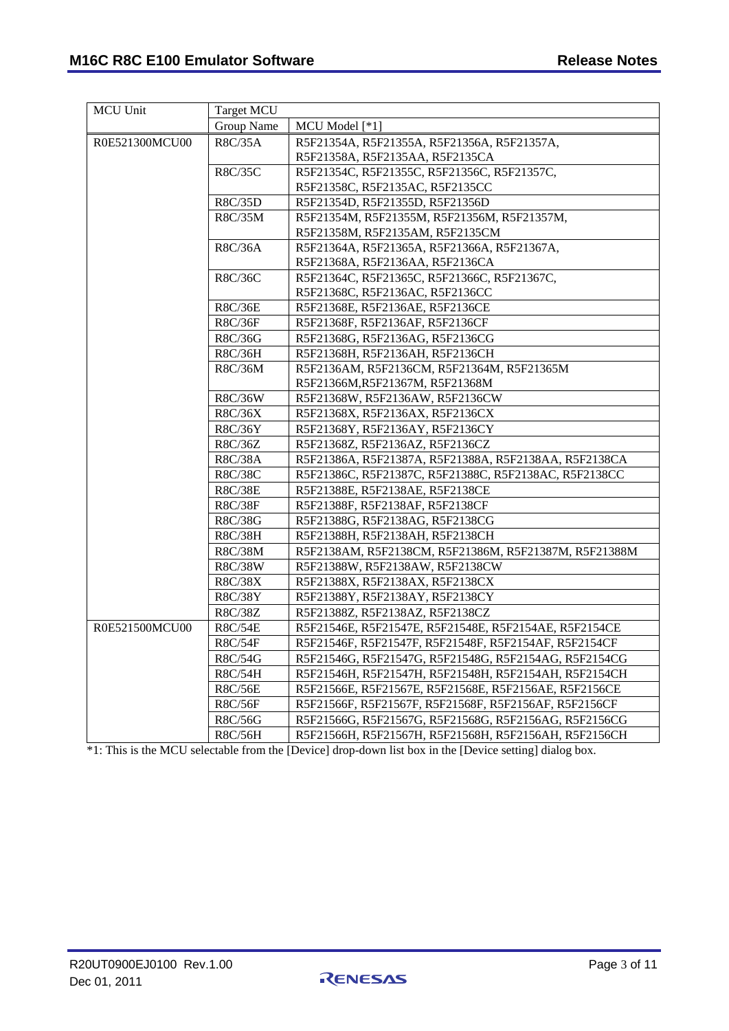| MCU Unit | Target MCU | |
|---|---|---|
| | Group Name | MCU Model [*1] |
| R0E521300MCU00 | R8C/35A | R5F21354A, R5F21355A, R5F21356A, R5F21357A, R5F21358A, R5F2135AA, R5F2135CA |
| | R8C/35C | R5F21354C, R5F21355C, R5F21356C, R5F21357C, R5F21358C, R5F2135AC, R5F2135CC |
| | R8C/35D | R5F21354D, R5F21355D, R5F21356D |
| | R8C/35M | R5F21354M, R5F21355M, R5F21356M, R5F21357M, R5F21358M, R5F2135AM, R5F2135CM |
| | R8C/36A | R5F21364A, R5F21365A, R5F21366A, R5F21367A, R5F21368A, R5F2136AA, R5F2136CA |
| | R8C/36C | R5F21364C, R5F21365C, R5F21366C, R5F21367C, R5F21368C, R5F2136AC, R5F2136CC |
| | R8C/36E | R5F21368E, R5F2136AE, R5F2136CE |
| | R8C/36F | R5F21368F, R5F2136AF, R5F2136CF |
| | R8C/36G | R5F21368G, R5F2136AG, R5F2136CG |
| | R8C/36H | R5F21368H, R5F2136AH, R5F2136CH |
| | R8C/36M | R5F2136AM, R5F2136CM, R5F21364M, R5F21365M R5F21366M,R5F21367M, R5F21368M |
| | R8C/36W | R5F21368W, R5F2136AW, R5F2136CW |
| | R8C/36X | R5F21368X, R5F2136AX, R5F2136CX |
| | R8C/36Y | R5F21368Y, R5F2136AY, R5F2136CY |
| | R8C/36Z | R5F21368Z, R5F2136AZ, R5F2136CZ |
| | R8C/38A | R5F21386A, R5F21387A, R5F21388A, R5F2138AA, R5F2138CA |
| | R8C/38C | R5F21386C, R5F21387C, R5F21388C, R5F2138AC, R5F2138CC |
| | R8C/38E | R5F21388E, R5F2138AE, R5F2138CE |
| | R8C/38F | R5F21388F, R5F2138AF, R5F2138CF |
| | R8C/38G | R5F21388G, R5F2138AG, R5F2138CG |
| | R8C/38H | R5F21388H, R5F2138AH, R5F2138CH |
| | R8C/38M | R5F2138AM, R5F2138CM, R5F21386M, R5F21387M, R5F21388M |
| | R8C/38W | R5F21388W, R5F2138AW, R5F2138CW |
| | R8C/38X | R5F21388X, R5F2138AX, R5F2138CX |
| | R8C/38Y | R5F21388Y, R5F2138AY, R5F2138CY |
| | R8C/38Z | R5F21388Z, R5F2138AZ, R5F2138CZ |
| R0E521500MCU00 | R8C/54E | R5F21546E, R5F21547E, R5F21548E, R5F2154AE, R5F2154CE |
| | R8C/54F | R5F21546F, R5F21547F, R5F21548F, R5F2154AF, R5F2154CF |
| | R8C/54G | R5F21546G, R5F21547G, R5F21548G, R5F2154AG, R5F2154CG |
| | R8C/54H | R5F21546H, R5F21547H, R5F21548H, R5F2154AH, R5F2154CH |
| | R8C/56E | R5F21566E, R5F21567E, R5F21568E, R5F2156AE, R5F2156CE |
| | R8C/56F | R5F21566F, R5F21567F, R5F21568F, R5F2156AF, R5F2156CF |
| | R8C/56G | R5F21566G, R5F21567G, R5F21568G, R5F2156AG, R5F2156CG |
| | R8C/56H | R5F21566H, R5F21567H, R5F21568H, R5F2156AH, R5F2156CH |

*1: This is the MCU selectable from the [Device] drop-down list box in the [Device setting] dialog box.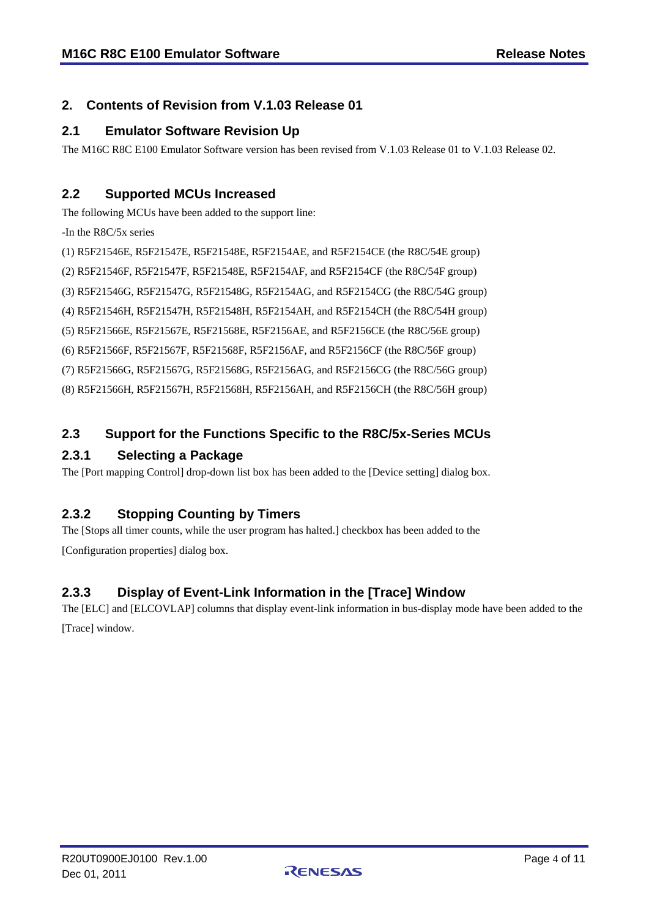## 2. Contents of Revision from V.1.03 Release 01

### 2.1 Emulator Software Revision Up

The M16C R8C E100 Emulator Software version has been revised from V.1.03 Release 01 to V.1.03 Release 02.

### 2.2 Supported MCUs Increased

The following MCUs have been added to the support line:

-In the R8C/5x series

(1) R5F21546E, R5F21547E, R5F21548E, R5F2154AE, and R5F2154CE (the R8C/54E group)

(2) R5F21546F, R5F21547F, R5F21548E, R5F2154AF, and R5F2154CF (the R8C/54F group)

(3) R5F21546G, R5F21547G, R5F21548G, R5F2154AG, and R5F2154CG (the R8C/54G group)

(4) R5F21546H, R5F21547H, R5F21548H, R5F2154AH, and R5F2154CH (the R8C/54H group)

(5) R5F21566E, R5F21567E, R5F21568E, R5F2156AE, and R5F2156CE (the R8C/56E group)

(6) R5F21566F, R5F21567F, R5F21568F, R5F2156AF, and R5F2156CF (the R8C/56F group)

(7) R5F21566G, R5F21567G, R5F21568G, R5F2156AG, and R5F2156CG (the R8C/56G group)

(8) R5F21566H, R5F21567H, R5F21568H, R5F2156AH, and R5F2156CH (the R8C/56H group)

### 2.3 Support for the Functions Specific to the R8C/5x-Series MCUs

#### 2.3.1 Selecting a Package

The [Port mapping Control] drop-down list box has been added to the [Device setting] dialog box.

#### 2.3.2 Stopping Counting by Timers

The [Stops all timer counts, while the user program has halted.] checkbox has been added to the [Configuration properties] dialog box.

#### 2.3.3 Display of Event-Link Information in the [Trace] Window

The [ELC] and [ELCOVLAP] columns that display event-link information in bus-display mode have been added to the [Trace] window.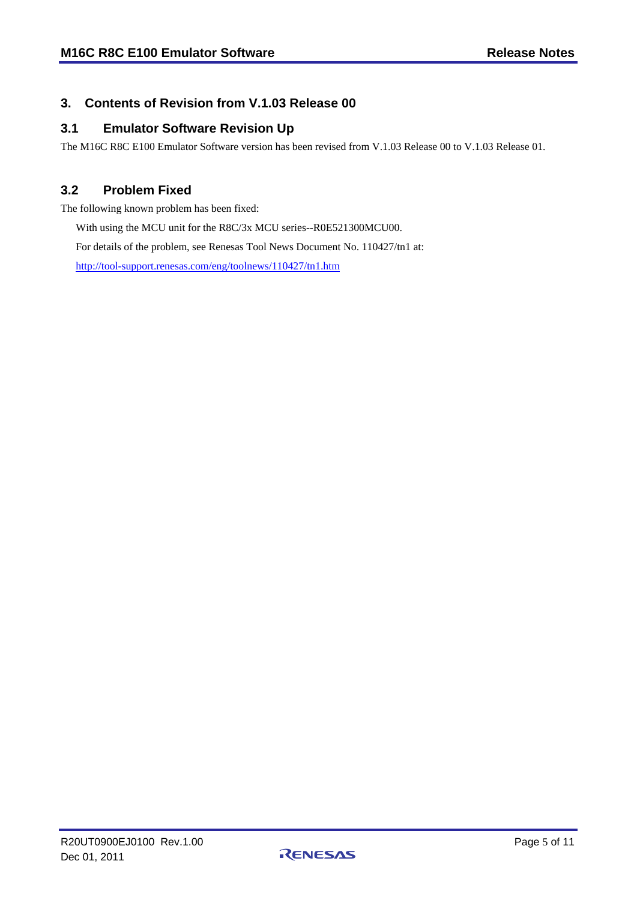## 3. Contents of Revision from V.1.03 Release 00

### 3.1 Emulator Software Revision Up

The M16C R8C E100 Emulator Software version has been revised from V.1.03 Release 00 to V.1.03 Release 01.

### 3.2 Problem Fixed

The following known problem has been fixed:

With using the MCU unit for the R8C/3x MCU series--R0E521300MCU00.

For details of the problem, see Renesas Tool News Document No. 110427/tn1 at:

http://tool-support.renesas.com/eng/toolnews/110427/tn1.htm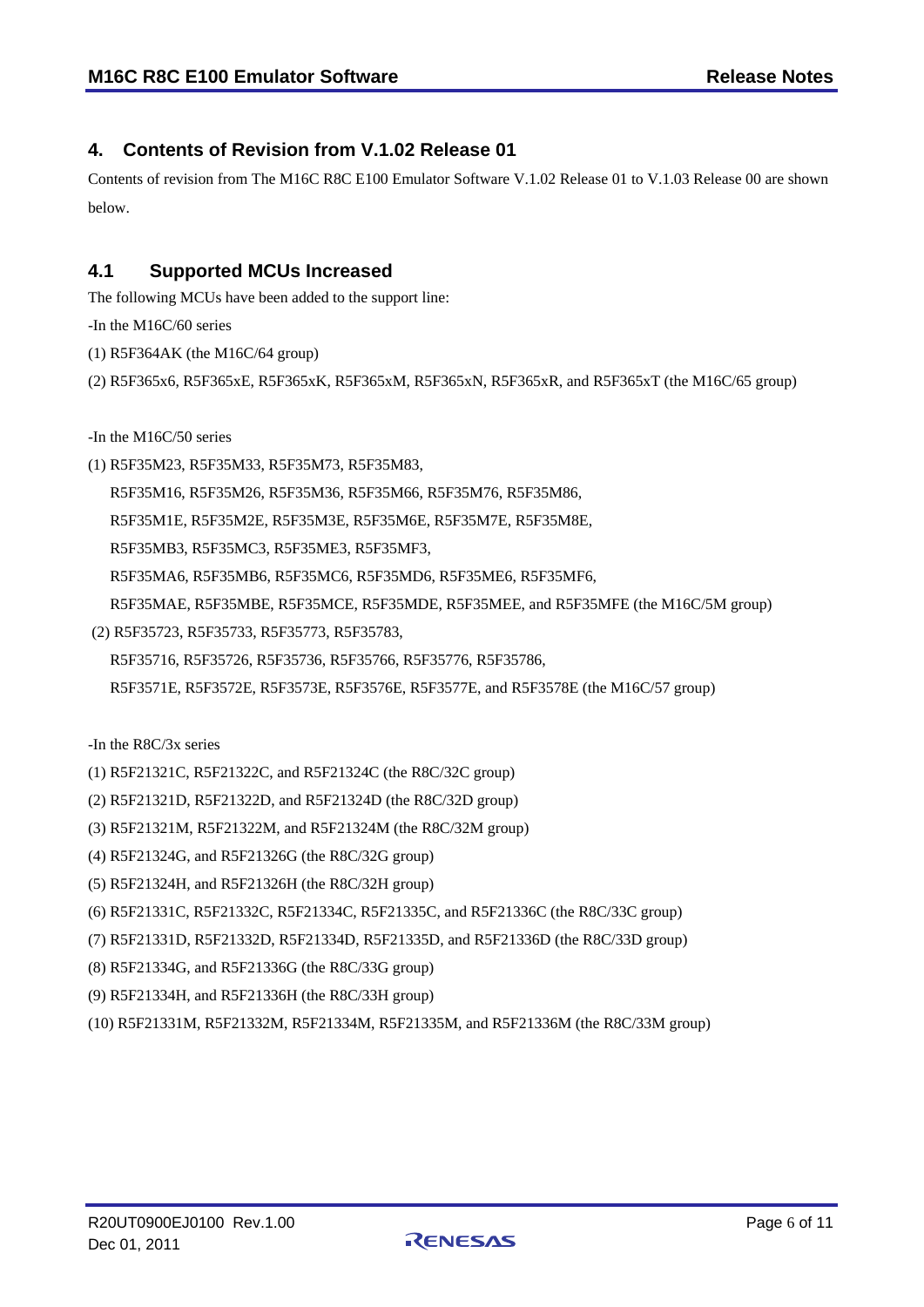## 4. Contents of Revision from V.1.02 Release 01

Contents of revision from The M16C R8C E100 Emulator Software V.1.02 Release 01 to V.1.03 Release 00 are shown below.

### 4.1 Supported MCUs Increased

The following MCUs have been added to the support line:

-In the M16C/60 series

(1) R5F364AK (the M16C/64 group)

(2) R5F365x6, R5F365xE, R5F365xK, R5F365xM, R5F365xN, R5F365xR, and R5F365xT (the M16C/65 group)

-In the M16C/50 series

(1) R5F35M23, R5F35M33, R5F35M73, R5F35M83,
R5F35M16, R5F35M26, R5F35M36, R5F35M66, R5F35M76, R5F35M86,
R5F35M1E, R5F35M2E, R5F35M3E, R5F35M6E, R5F35M7E, R5F35M8E,
R5F35MB3, R5F35MC3, R5F35ME3, R5F35MF3,
R5F35MA6, R5F35MB6, R5F35MC6, R5F35MD6, R5F35ME6, R5F35MF6,
R5F35MAE, R5F35MBE, R5F35MCE, R5F35MDE, R5F35MEE, and R5F35MFE (the M16C/5M group)

(2) R5F35723, R5F35733, R5F35773, R5F35783,
R5F35716, R5F35726, R5F35736, R5F35766, R5F35776, R5F35786,
R5F3571E, R5F3572E, R5F3573E, R5F3576E, R5F3577E, and R5F3578E (the M16C/57 group)

-In the R8C/3x series

(1) R5F21321C, R5F21322C, and R5F21324C (the R8C/32C group)

(2) R5F21321D, R5F21322D, and R5F21324D (the R8C/32D group)

(3) R5F21321M, R5F21322M, and R5F21324M (the R8C/32M group)

(4) R5F21324G, and R5F21326G (the R8C/32G group)

(5) R5F21324H, and R5F21326H (the R8C/32H group)

(6) R5F21331C, R5F21332C, R5F21334C, R5F21335C, and R5F21336C (the R8C/33C group)

(7) R5F21331D, R5F21332D, R5F21334D, R5F21335D, and R5F21336D (the R8C/33D group)

(8) R5F21334G, and R5F21336G (the R8C/33G group)

(9) R5F21334H, and R5F21336H (the R8C/33H group)

(10) R5F21331M, R5F21332M, R5F21334M, R5F21335M, and R5F21336M (the R8C/33M group)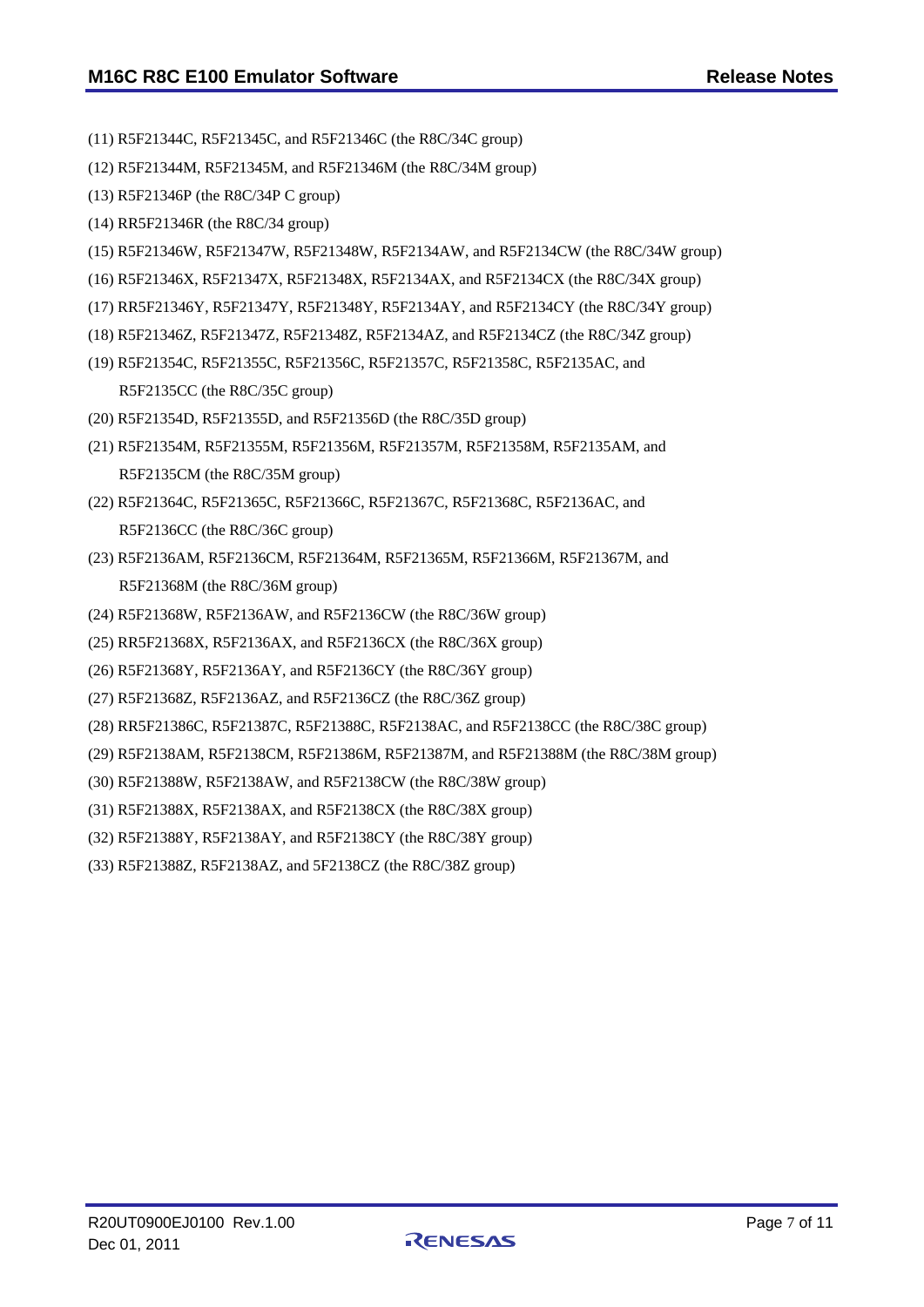(11) R5F21344C, R5F21345C, and R5F21346C (the R8C/34C group)

(12) R5F21344M, R5F21345M, and R5F21346M (the R8C/34M group)

(13) R5F21346P (the R8C/34P C group)

(14) RR5F21346R (the R8C/34 group)

(15) R5F21346W, R5F21347W, R5F21348W, R5F2134AW, and R5F2134CW (the R8C/34W group)

(16) R5F21346X, R5F21347X, R5F21348X, R5F2134AX, and R5F2134CX (the R8C/34X group)

(17) RR5F21346Y, R5F21347Y, R5F21348Y, R5F2134AY, and R5F2134CY (the R8C/34Y group)

(18) R5F21346Z, R5F21347Z, R5F21348Z, R5F2134AZ, and R5F2134CZ (the R8C/34Z group)

(19) R5F21354C, R5F21355C, R5F21356C, R5F21357C, R5F21358C, R5F2135AC, and R5F2135CC (the R8C/35C group)

(20) R5F21354D, R5F21355D, and R5F21356D (the R8C/35D group)

(21) R5F21354M, R5F21355M, R5F21356M, R5F21357M, R5F21358M, R5F2135AM, and R5F2135CM (the R8C/35M group)

(22) R5F21364C, R5F21365C, R5F21366C, R5F21367C, R5F21368C, R5F2136AC, and R5F2136CC (the R8C/36C group)

(23) R5F2136AM, R5F2136CM, R5F21364M, R5F21365M, R5F21366M, R5F21367M, and R5F21368M (the R8C/36M group)

(24) R5F21368W, R5F2136AW, and R5F2136CW (the R8C/36W group)

(25) RR5F21368X, R5F2136AX, and R5F2136CX (the R8C/36X group)

(26) R5F21368Y, R5F2136AY, and R5F2136CY (the R8C/36Y group)

(27) R5F21368Z, R5F2136AZ, and R5F2136CZ (the R8C/36Z group)

(28) RR5F21386C, R5F21387C, R5F21388C, R5F2138AC, and R5F2138CC (the R8C/38C group)

(29) R5F2138AM, R5F2138CM, R5F21386M, R5F21387M, and R5F21388M (the R8C/38M group)

(30) R5F21388W, R5F2138AW, and R5F2138CW (the R8C/38W group)

(31) R5F21388X, R5F2138AX, and R5F2138CX (the R8C/38X group)

(32) R5F21388Y, R5F2138AY, and R5F2138CY (the R8C/38Y group)

(33) R5F21388Z, R5F2138AZ, and 5F2138CZ (the R8C/38Z group)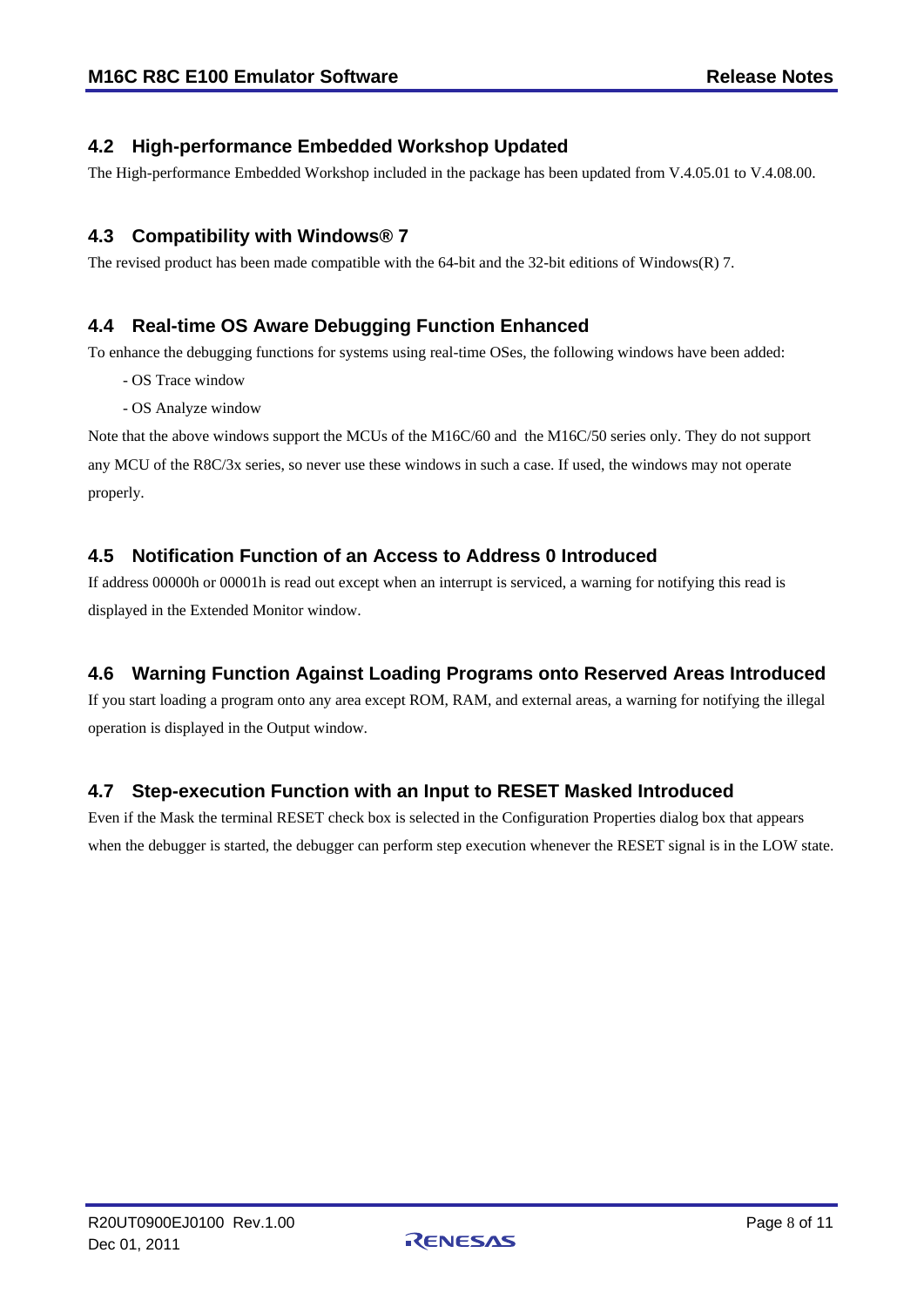## 4.2 High-performance Embedded Workshop Updated

The High-performance Embedded Workshop included in the package has been updated from V.4.05.01 to V.4.08.00.

## 4.3 Compatibility with Windows® 7

The revised product has been made compatible with the 64-bit and the 32-bit editions of Windows(R) 7.

## 4.4 Real-time OS Aware Debugging Function Enhanced

To enhance the debugging functions for systems using real-time OSes, the following windows have been added:

- OS Trace window
- OS Analyze window

Note that the above windows support the MCUs of the M16C/60 and the M16C/50 series only. They do not support any MCU of the R8C/3x series, so never use these windows in such a case. If used, the windows may not operate properly.

## 4.5 Notification Function of an Access to Address 0 Introduced

If address 00000h or 00001h is read out except when an interrupt is serviced, a warning for notifying this read is displayed in the Extended Monitor window.

## 4.6 Warning Function Against Loading Programs onto Reserved Areas Introduced

If you start loading a program onto any area except ROM, RAM, and external areas, a warning for notifying the illegal operation is displayed in the Output window.

## 4.7 Step-execution Function with an Input to RESET Masked Introduced

Even if the Mask the terminal RESET check box is selected in the Configuration Properties dialog box that appears when the debugger is started, the debugger can perform step execution whenever the RESET signal is in the LOW state.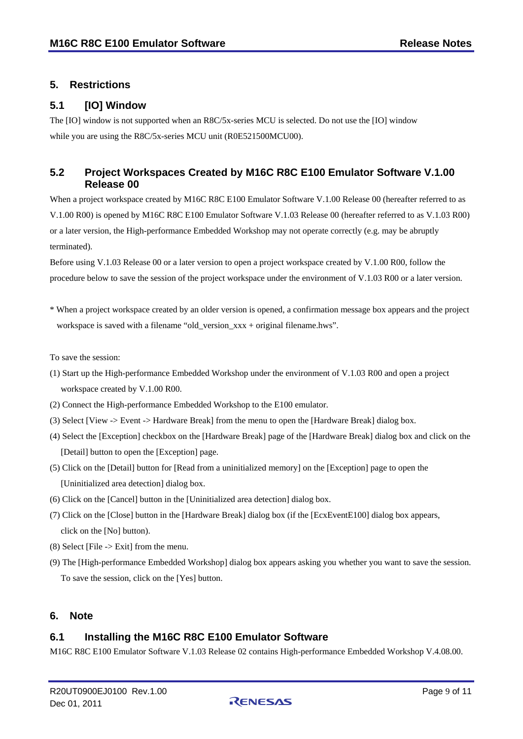## 5. Restrictions

### 5.1 [IO] Window

The [IO] window is not supported when an R8C/5x-series MCU is selected. Do not use the [IO] window while you are using the R8C/5x-series MCU unit (R0E521500MCU00).

### 5.2 Project Workspaces Created by M16C R8C E100 Emulator Software V.1.00 Release 00

When a project workspace created by M16C R8C E100 Emulator Software V.1.00 Release 00 (hereafter referred to as V.1.00 R00) is opened by M16C R8C E100 Emulator Software V.1.03 Release 00 (hereafter referred to as V.1.03 R00) or a later version, the High-performance Embedded Workshop may not operate correctly (e.g. may be abruptly terminated).

Before using V.1.03 Release 00 or a later version to open a project workspace created by V.1.00 R00, follow the procedure below to save the session of the project workspace under the environment of V.1.03 R00 or a later version.

* When a project workspace created by an older version is opened, a confirmation message box appears and the project workspace is saved with a filename "old_version_xxx + original filename.hws".

To save the session:

(1) Start up the High-performance Embedded Workshop under the environment of V.1.03 R00 and open a project workspace created by V.1.00 R00.

(2) Connect the High-performance Embedded Workshop to the E100 emulator.

(3) Select [View -> Event -> Hardware Break] from the menu to open the [Hardware Break] dialog box.

(4) Select the [Exception] checkbox on the [Hardware Break] page of the [Hardware Break] dialog box and click on the [Detail] button to open the [Exception] page.

(5) Click on the [Detail] button for [Read from a uninitialized memory] on the [Exception] page to open the [Uninitialized area detection] dialog box.

(6) Click on the [Cancel] button in the [Uninitialized area detection] dialog box.

(7) Click on the [Close] button in the [Hardware Break] dialog box (if the [EcxEventE100] dialog box appears, click on the [No] button).

(8) Select [File -> Exit] from the menu.

(9) The [High-performance Embedded Workshop] dialog box appears asking you whether you want to save the session. To save the session, click on the [Yes] button.

## 6. Note

### 6.1 Installing the M16C R8C E100 Emulator Software

M16C R8C E100 Emulator Software V.1.03 Release 02 contains High-performance Embedded Workshop V.4.08.00.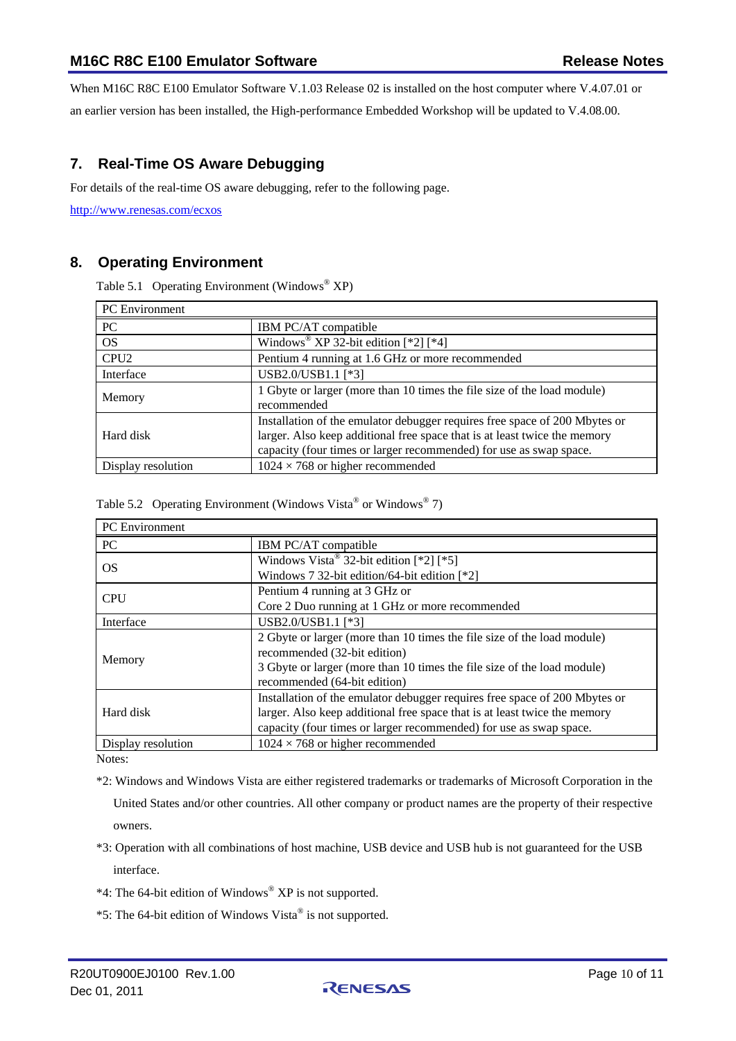When M16C R8C E100 Emulator Software V.1.03 Release 02 is installed on the host computer where V.4.07.01 or an earlier version has been installed, the High-performance Embedded Workshop will be updated to V.4.08.00.

## 7. Real-Time OS Aware Debugging

For details of the real-time OS aware debugging, refer to the following page.

http://www.renesas.com/ecxos

## 8. Operating Environment

Table 5.1 Operating Environment (Windows® XP)

| PC Environment | |
|---|---|
| PC | IBM PC/AT compatible |
| OS | Windows® XP 32-bit edition [*2] [*4] |
| CPU2 | Pentium 4 running at 1.6 GHz or more recommended |
| Interface | USB2.0/USB1.1 [*3] |
| Memory | 1 Gbyte or larger (more than 10 times the file size of the load module) recommended |
| Hard disk | Installation of the emulator debugger requires free space of 200 Mbytes or larger. Also keep additional free space that is at least twice the memory capacity (four times or larger recommended) for use as swap space. |
| Display resolution | 1024 × 768 or higher recommended |

Table 5.2 Operating Environment (Windows Vista® or Windows® 7)

| PC Environment | |
|---|---|
| PC | IBM PC/AT compatible |
| OS | Windows Vista® 32-bit edition [*2] [*5]<br>Windows 7 32-bit edition/64-bit edition [*2] |
| CPU | Pentium 4 running at 3 GHz or<br>Core 2 Duo running at 1 GHz or more recommended |
| Interface | USB2.0/USB1.1 [*3] |
| Memory | 2 Gbyte or larger (more than 10 times the file size of the load module) recommended (32-bit edition)<br>3 Gbyte or larger (more than 10 times the file size of the load module) recommended (64-bit edition) |
| Hard disk | Installation of the emulator debugger requires free space of 200 Mbytes or larger. Also keep additional free space that is at least twice the memory capacity (four times or larger recommended) for use as swap space. |
| Display resolution | 1024 × 768 or higher recommended |

Notes:

*2: Windows and Windows Vista are either registered trademarks or trademarks of Microsoft Corporation in the United States and/or other countries. All other company or product names are the property of their respective owners.

*3: Operation with all combinations of host machine, USB device and USB hub is not guaranteed for the USB interface.

*4: The 64-bit edition of Windows® XP is not supported.

*5: The 64-bit edition of Windows Vista® is not supported.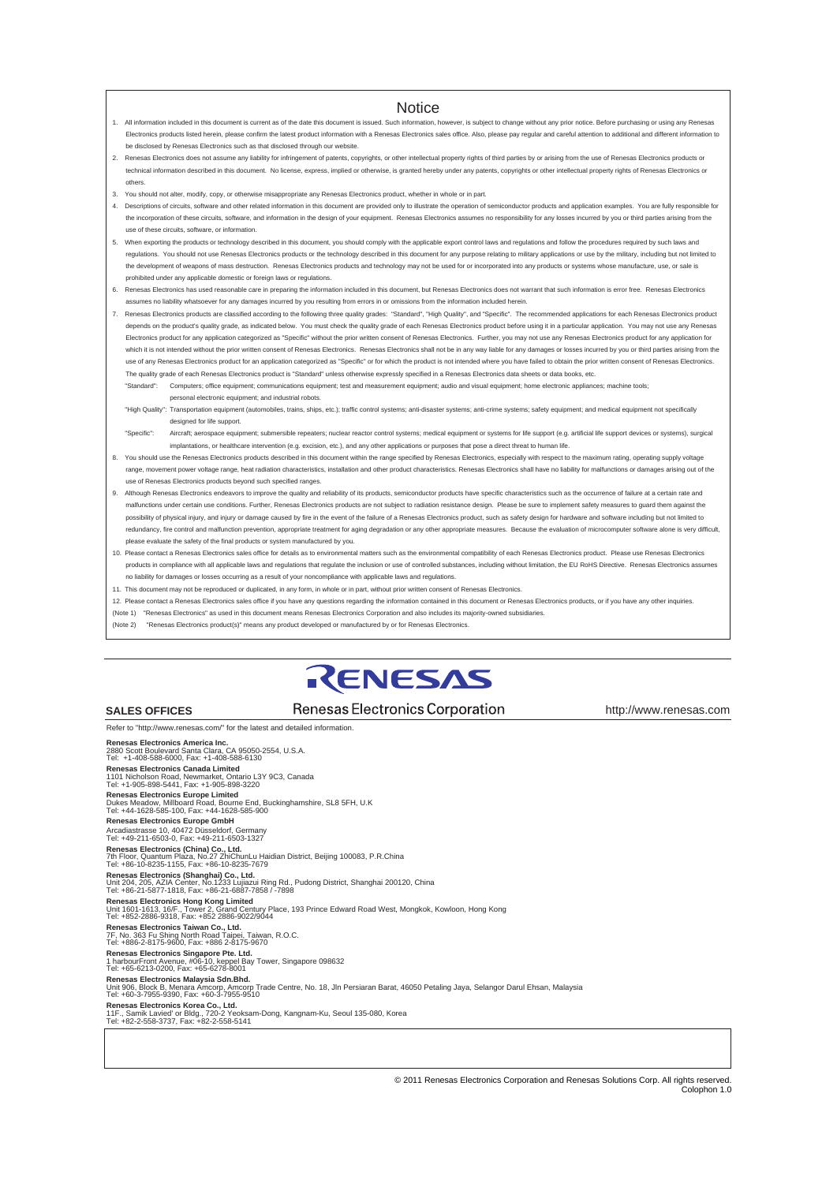# Notice

1. All information included in this document is current as of the date this document is issued. Such information, however, is subject to change without any prior notice. Before purchasing or using any Renesas Electronics products listed herein, please confirm the latest product information with a Renesas Electronics sales office. Also, please pay regular and careful attention to additional and different information to be disclosed by Renesas Electronics such as that disclosed through our website.
2. Renesas Electronics does not assume any liability for infringement of patents, copyrights, or other intellectual property rights of third parties by or arising from the use of Renesas Electronics products or technical information described in this document. No license, express, implied or otherwise, is granted hereby under any patents, copyrights or other intellectual property rights of Renesas Electronics or others.
3. You should not alter, modify, copy, or otherwise misappropriate any Renesas Electronics product, whether in whole or in part.
4. Descriptions of circuits, software and other related information in this document are provided only to illustrate the operation of semiconductor products and application examples. You are fully responsible for the incorporation of these circuits, software, and information in the design of your equipment. Renesas Electronics assumes no responsibility for any losses incurred by you or third parties arising from the use of these circuits, software, or information.
5. When exporting the products or technology described in this document, you should comply with the applicable export control laws and regulations and follow the procedures required by such laws and regulations. You should not use Renesas Electronics products or the technology described in this document for any purpose relating to military applications or use by the military, including but not limited to the development of weapons of mass destruction. Renesas Electronics products and technology may not be used for or incorporated into any products or systems whose manufacture, use, or sale is prohibited under any applicable domestic or foreign laws or regulations.
6. Renesas Electronics has used reasonable care in preparing the information included in this document, but Renesas Electronics does not warrant that such information is error free. Renesas Electronics assumes no liability whatsoever for any damages incurred by you resulting from errors in or omissions from the information included herein.
7. Renesas Electronics products are classified according to the following three quality grades: "Standard", "High Quality", and "Specific". The recommended applications for each Renesas Electronics product depends on the product's quality grade, as indicated below. You must check the quality grade of each Renesas Electronics product before using it in a particular application. You may not use any Renesas Electronics product for any application categorized as "Specific" without the prior written consent of Renesas Electronics. Further, you may not use any Renesas Electronics product for any application for which it is not intended without the prior written consent of Renesas Electronics. Renesas Electronics shall not be in any way liable for any damages or losses incurred by you or third parties arising from the use of any Renesas Electronics product for an application categorized as "Specific" or for which the product is not intended where you have failed to obtain the prior written consent of Renesas Electronics. The quality grade of each Renesas Electronics product is "Standard" unless otherwise expressly specified in a Renesas Electronics data sheets or data books, etc.
   - "Standard": Computers; office equipment; communications equipment; test and measurement equipment; audio and visual equipment; home electronic appliances; machine tools; personal electronic equipment; and industrial robots.
   - "High Quality": Transportation equipment (automobiles, trains, ships, etc.); traffic control systems; anti-disaster systems; anti-crime systems; safety equipment; and medical equipment not specifically designed for life support.
   - "Specific": Aircraft; aerospace equipment; submersible repeaters; nuclear reactor control systems; medical equipment or systems for life support (e.g. artificial life support devices or systems), surgical implantations, or healthcare intervention (e.g. excision, etc.), and any other applications or purposes that pose a direct threat to human life.
8. You should use the Renesas Electronics products described in this document within the range specified by Renesas Electronics, especially with respect to the maximum rating, operating supply voltage range, movement power voltage range, heat radiation characteristics, installation and other product characteristics. Renesas Electronics shall have no liability for malfunctions or damages arising out of the use of Renesas Electronics products beyond such specified ranges.
9. Although Renesas Electronics endeavors to improve the quality and reliability of its products, semiconductor products have specific characteristics such as the occurrence of failure at a certain rate and malfunctions under certain use conditions. Further, Renesas Electronics products are not subject to radiation resistance design. Please be sure to implement safety measures to guard them against the possibility of physical injury, and injury or damage caused by fire in the event of the failure of a Renesas Electronics product, such as safety design for hardware and software including but not limited to redundancy, fire control and malfunction prevention, appropriate treatment for aging degradation or any other appropriate measures. Because the evaluation of microcomputer software alone is very difficult, please evaluate the safety of the final products or system manufactured by you.
10. Please contact a Renesas Electronics sales office for details as to environmental matters such as the environmental compatibility of each Renesas Electronics product. Please use Renesas Electronics products in compliance with all applicable laws and regulations that regulate the inclusion or use of controlled substances, including without limitation, the EU RoHS Directive. Renesas Electronics assumes no liability for damages or losses occurring as a result of your noncompliance with applicable laws and regulations.
11. This document may not be reproduced or duplicated, in any form, in whole or in part, without prior written consent of Renesas Electronics.
12. Please contact a Renesas Electronics sales office if you have any questions regarding the information contained in this document or Renesas Electronics products, or if you have any other inquiries.

(Note 1) "Renesas Electronics" as used in this document means Renesas Electronics Corporation and also includes its majority-owned subsidiaries.

(Note 2) "Renesas Electronics product(s)" means any product developed or manufactured by or for Renesas Electronics.

RENESAS

**SALES OFFICES** Renesas Electronics Corporation http://www.renesas.com

Refer to "http://www.renesas.com/" for the latest and detailed information.

**Renesas Electronics America Inc.**
2880 Scott Boulevard Santa Clara, CA 95050-2554, U.S.A.
Tel: +1-408-588-6000, Fax: +1-408-588-6130

**Renesas Electronics Canada Limited**
1101 Nicholson Road, Newmarket, Ontario L3Y 9C3, Canada
Tel: +1-905-898-5441, Fax: +1-905-898-3220

**Renesas Electronics Europe Limited**
Dukes Meadow, Millboard Road, Bourne End, Buckinghamshire, SL8 5FH, U.K
Tel: +44-1628-585-100, Fax: +44-1628-585-900

**Renesas Electronics Europe GmbH**
Arcadiastrasse 10, 40472 Düsseldorf, Germany
Tel: +49-211-6503-0, Fax: +49-211-6503-1327

**Renesas Electronics (China) Co., Ltd.**
7th Floor, Quantum Plaza, No.27 ZhiChunLu Haidian District, Beijing 100083, P.R.China
Tel: +86-10-8235-1155, Fax: +86-10-8235-7679

**Renesas Electronics (Shanghai) Co., Ltd.**
Unit 204, 205, AZIA Center, No.1233 Lujiazui Ring Rd., Pudong District, Shanghai 200120, China
Tel: +86-21-5877-1818, Fax: +86-21-6887-7858 / -7898

**Renesas Electronics Hong Kong Limited**
Unit 1601-1613, 16/F., Tower 2, Grand Century Place, 193 Prince Edward Road West, Mongkok, Kowloon, Hong Kong
Tel: +852-2886-9318, Fax: +852 2886-9022/9044

**Renesas Electronics Taiwan Co., Ltd.**
7F, No. 363 Fu Shing North Road Taipei, Taiwan, R.O.C.
Tel: +886-2-8175-9600, Fax: +886 2-8175-9670

**Renesas Electronics Singapore Pte. Ltd.**
1 harbourFront Avenue, #06-10, keppel Bay Tower, Singapore 098632
Tel: +65-6213-0200, Fax: +65-6278-8001

**Renesas Electronics Malaysia Sdn.Bhd.**
Unit 906, Block B, Menara Amcorp, Amcorp Trade Centre, No. 18, Jln Persiaran Barat, 46050 Petaling Jaya, Selangor Darul Ehsan, Malaysia
Tel: +60-3-7955-9390, Fax: +60-3-7955-9510

**Renesas Electronics Korea Co., Ltd.**
11F., Samik Lavied' or Bldg., 720-2 Yeoksam-Dong, Kangnam-Ku, Seoul 135-080, Korea
Tel: +82-2-558-3737, Fax: +82-2-558-5141

© 2011 Renesas Electronics Corporation and Renesas Solutions Corp. All rights reserved.
Colophon 1.0